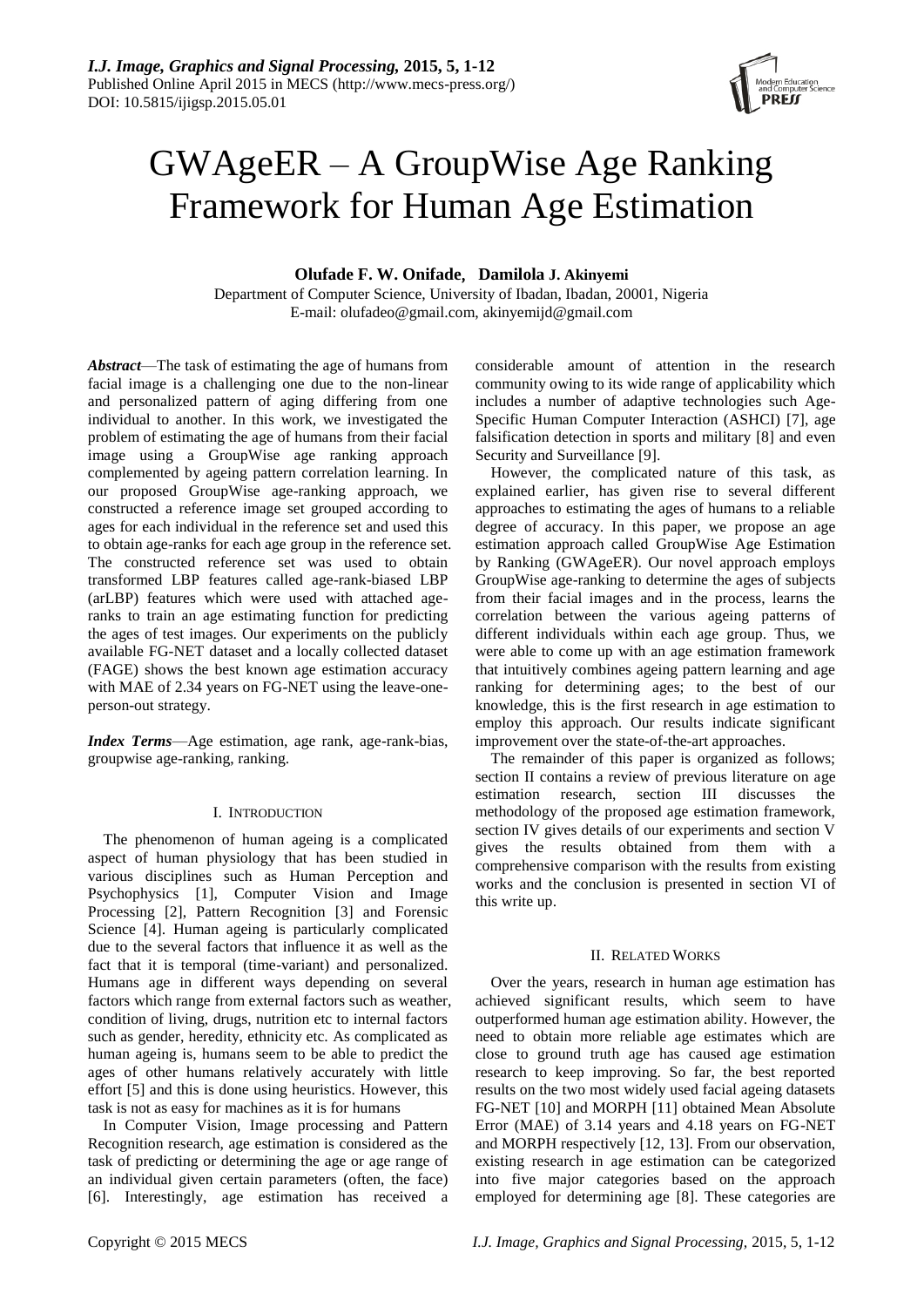# GWAgeER – A GroupWise Age Ranking Framework for Human Age Estimation

**Olufade F. W. Onifade, Damilola J. Akinyemi**

Department of Computer Science, University of Ibadan, Ibadan, 20001, Nigeria
E-mail: olufadeo@gmail.com, akinyemijd@gmail.com

***Abstract*****—**The task of estimating the age of humans from facial image is a challenging one due to the non-linear and personalized pattern of aging differing from one individual to another. In this work, we investigated the problem of estimating the age of humans from their facial image using a GroupWise age ranking approach complemented by ageing pattern correlation learning. In our proposed GroupWise age-ranking approach, we constructed a reference image set grouped according to ages for each individual in the reference set and used this to obtain age-ranks for each age group in the reference set. The constructed reference set was used to obtain transformed LBP features called age-rank-biased LBP (arLBP) features which were used with attached age-ranks to train an age estimating function for predicting the ages of test images. Our experiments on the publicly available FG-NET dataset and a locally collected dataset (FAGE) shows the best known age estimation accuracy with MAE of 2.34 years on FG-NET using the leave-one-person-out strategy.

***Index Terms*****—**Age estimation, age rank, age-rank-bias, groupwise age-ranking, ranking.

## I. Introduction

The phenomenon of human ageing is a complicated aspect of human physiology that has been studied in various disciplines such as Human Perception and Psychophysics [1], Computer Vision and Image Processing [2], Pattern Recognition [3] and Forensic Science [4]. Human ageing is particularly complicated due to the several factors that influence it as well as the fact that it is temporal (time-variant) and personalized. Humans age in different ways depending on several factors which range from external factors such as weather, condition of living, drugs, nutrition etc to internal factors such as gender, heredity, ethnicity etc. As complicated as human ageing is, humans seem to be able to predict the ages of other humans relatively accurately with little effort [5] and this is done using heuristics. However, this task is not as easy for machines as it is for humans

In Computer Vision, Image processing and Pattern Recognition research, age estimation is considered as the task of predicting or determining the age or age range of an individual given certain parameters (often, the face) [6]. Interestingly, age estimation has received a considerable amount of attention in the research community owing to its wide range of applicability which includes a number of adaptive technologies such Age-Specific Human Computer Interaction (ASHCI) [7], age falsification detection in sports and military [8] and even Security and Surveillance [9].

However, the complicated nature of this task, as explained earlier, has given rise to several different approaches to estimating the ages of humans to a reliable degree of accuracy. In this paper, we propose an age estimation approach called GroupWise Age Estimation by Ranking (GWAgeER). Our novel approach employs GroupWise age-ranking to determine the ages of subjects from their facial images and in the process, learns the correlation between the various ageing patterns of different individuals within each age group. Thus, we were able to come up with an age estimation framework that intuitively combines ageing pattern learning and age ranking for determining ages; to the best of our knowledge, this is the first research in age estimation to employ this approach. Our results indicate significant improvement over the state-of-the-art approaches.

The remainder of this paper is organized as follows; section II contains a review of previous literature on age estimation research, section III discusses the methodology of the proposed age estimation framework, section IV gives details of our experiments and section V gives the results obtained from them with a comprehensive comparison with the results from existing works and the conclusion is presented in section VI of this write up.

## II. Related Works

Over the years, research in human age estimation has achieved significant results, which seem to have outperformed human age estimation ability. However, the need to obtain more reliable age estimates which are close to ground truth age has caused age estimation research to keep improving. So far, the best reported results on the two most widely used facial ageing datasets FG-NET [10] and MORPH [11] obtained Mean Absolute Error (MAE) of 3.14 years and 4.18 years on FG-NET and MORPH respectively [12, 13]. From our observation, existing research in age estimation can be categorized into five major categories based on the approach employed for determining age [8]. These categories are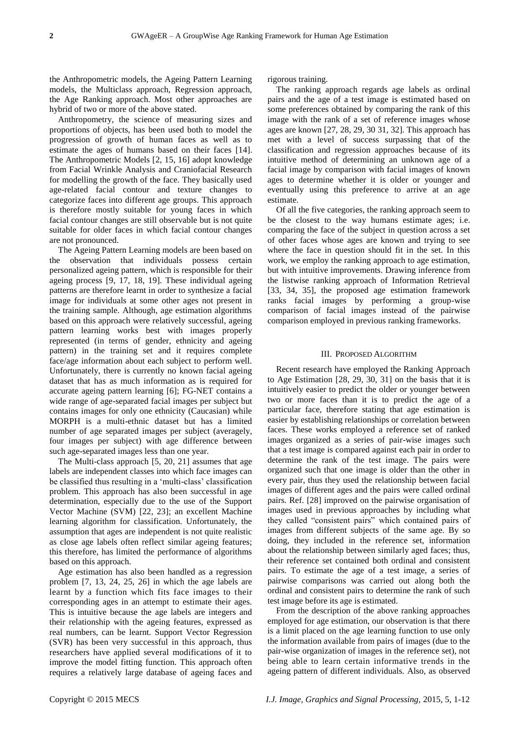the Anthropometric models, the Ageing Pattern Learning models, the Multiclass approach, Regression approach, the Age Ranking approach. Most other approaches are hybrid of two or more of the above stated.

Anthropometry, the science of measuring sizes and proportions of objects, has been used both to model the progression of growth of human faces as well as to estimate the ages of humans based on their faces [14]. The Anthropometric Models [2, 15, 16] adopt knowledge from Facial Wrinkle Analysis and Craniofacial Research for modelling the growth of the face. They basically used age-related facial contour and texture changes to categorize faces into different age groups. This approach is therefore mostly suitable for young faces in which facial contour changes are still observable but is not quite suitable for older faces in which facial contour changes are not pronounced.

The Ageing Pattern Learning models are been based on the observation that individuals possess certain personalized ageing pattern, which is responsible for their ageing process [9, 17, 18, 19]. These individual ageing patterns are therefore learnt in order to synthesize a facial image for individuals at some other ages not present in the training sample. Although, age estimation algorithms based on this approach were relatively successful, ageing pattern learning works best with images properly represented (in terms of gender, ethnicity and ageing pattern) in the training set and it requires complete face/age information about each subject to perform well. Unfortunately, there is currently no known facial ageing dataset that has as much information as is required for accurate ageing pattern learning [6]; FG-NET contains a wide range of age-separated facial images per subject but contains images for only one ethnicity (Caucasian) while MORPH is a multi-ethnic dataset but has a limited number of age separated images per subject (averagely, four images per subject) with age difference between such age-separated images less than one year.

The Multi-class approach [5, 20, 21] assumes that age labels are independent classes into which face images can be classified thus resulting in a 'multi-class' classification problem. This approach has also been successful in age determination, especially due to the use of the Support Vector Machine (SVM) [22, 23]; an excellent Machine learning algorithm for classification. Unfortunately, the assumption that ages are independent is not quite realistic as close age labels often reflect similar ageing features; this therefore, has limited the performance of algorithms based on this approach.

Age estimation has also been handled as a regression problem [7, 13, 24, 25, 26] in which the age labels are learnt by a function which fits face images to their corresponding ages in an attempt to estimate their ages. This is intuitive because the age labels are integers and their relationship with the ageing features, expressed as real numbers, can be learnt. Support Vector Regression (SVR) has been very successful in this approach, thus researchers have applied several modifications of it to improve the model fitting function. This approach often requires a relatively large database of ageing faces and rigorous training.

The ranking approach regards age labels as ordinal pairs and the age of a test image is estimated based on some preferences obtained by comparing the rank of this image with the rank of a set of reference images whose ages are known [27, 28, 29, 30 31, 32]. This approach has met with a level of success surpassing that of the classification and regression approaches because of its intuitive method of determining an unknown age of a facial image by comparison with facial images of known ages to determine whether it is older or younger and eventually using this preference to arrive at an age estimate.

Of all the five categories, the ranking approach seem to be the closest to the way humans estimate ages; i.e. comparing the face of the subject in question across a set of other faces whose ages are known and trying to see where the face in question should fit in the set. In this work, we employ the ranking approach to age estimation, but with intuitive improvements. Drawing inference from the listwise ranking approach of Information Retrieval [33, 34, 35], the proposed age estimation framework ranks facial images by performing a group-wise comparison of facial images instead of the pairwise comparison employed in previous ranking frameworks.

## III. Proposed Algorithm

Recent research have employed the Ranking Approach to Age Estimation [28, 29, 30, 31] on the basis that it is intuitively easier to predict the older or younger between two or more faces than it is to predict the age of a particular face, therefore stating that age estimation is easier by establishing relationships or correlation between faces. These works employed a reference set of ranked images organized as a series of pair-wise images such that a test image is compared against each pair in order to determine the rank of the test image. The pairs were organized such that one image is older than the other in every pair, thus they used the relationship between facial images of different ages and the pairs were called ordinal pairs. Ref. [28] improved on the pairwise organisation of images used in previous approaches by including what they called "consistent pairs" which contained pairs of images from different subjects of the same age. By so doing, they included in the reference set, information about the relationship between similarly aged faces; thus, their reference set contained both ordinal and consistent pairs. To estimate the age of a test image, a series of pairwise comparisons was carried out along both the ordinal and consistent pairs to determine the rank of such test image before its age is estimated.

From the description of the above ranking approaches employed for age estimation, our observation is that there is a limit placed on the age learning function to use only the information available from pairs of images (due to the pair-wise organization of images in the reference set), not being able to learn certain informative trends in the ageing pattern of different individuals. Also, as observed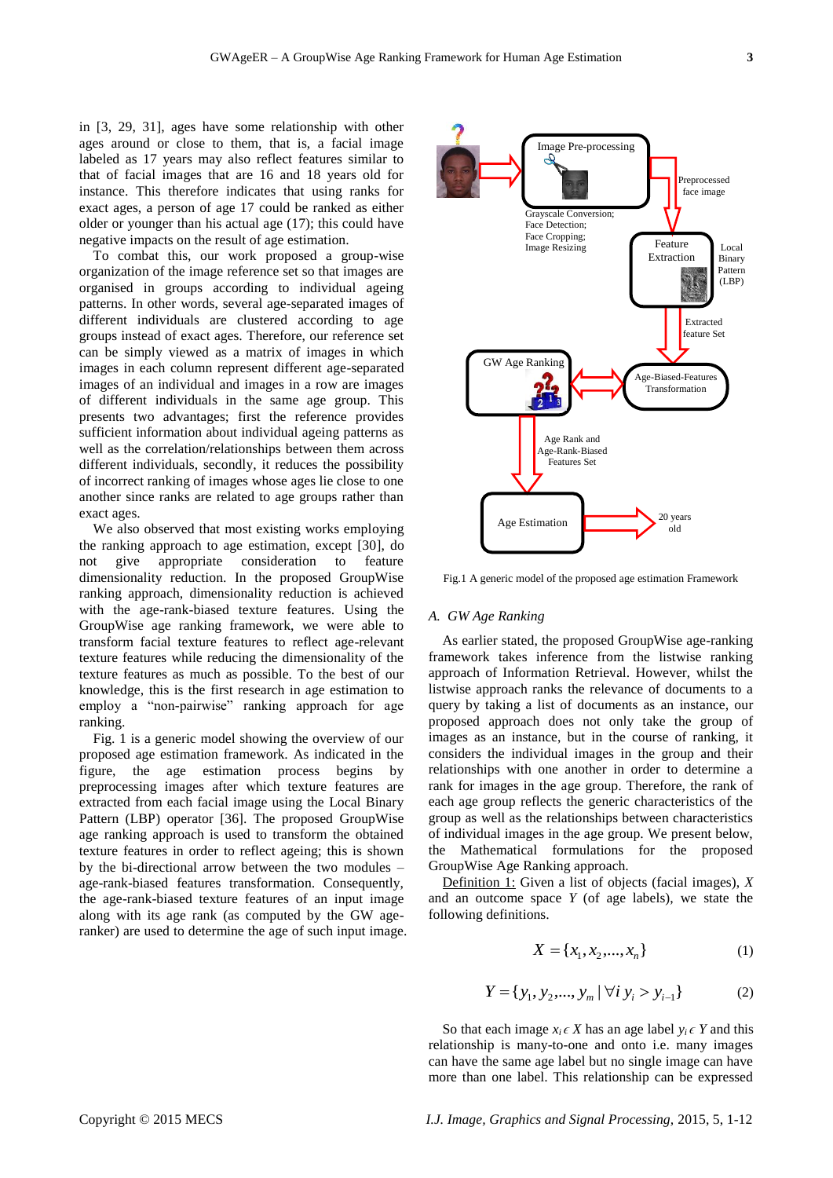in [3, 29, 31], ages have some relationship with other ages around or close to them, that is, a facial image labeled as 17 years may also reflect features similar to that of facial images that are 16 and 18 years old for instance. This therefore indicates that using ranks for exact ages, a person of age 17 could be ranked as either older or younger than his actual age (17); this could have negative impacts on the result of age estimation.

To combat this, our work proposed a group-wise organization of the image reference set so that images are organised in groups according to individual ageing patterns. In other words, several age-separated images of different individuals are clustered according to age groups instead of exact ages. Therefore, our reference set can be simply viewed as a matrix of images in which images in each column represent different age-separated images of an individual and images in a row are images of different individuals in the same age group. This presents two advantages; first the reference provides sufficient information about individual ageing patterns as well as the correlation/relationships between them across different individuals, secondly, it reduces the possibility of incorrect ranking of images whose ages lie close to one another since ranks are related to age groups rather than exact ages.

We also observed that most existing works employing the ranking approach to age estimation, except [30], do not give appropriate consideration to feature dimensionality reduction. In the proposed GroupWise ranking approach, dimensionality reduction is achieved with the age-rank-biased texture features. Using the GroupWise age ranking framework, we were able to transform facial texture features to reflect age-relevant texture features while reducing the dimensionality of the texture features as much as possible. To the best of our knowledge, this is the first research in age estimation to employ a "non-pairwise" ranking approach for age ranking.

Fig. 1 is a generic model showing the overview of our proposed age estimation framework. As indicated in the figure, the age estimation process begins by preprocessing images after which texture features are extracted from each facial image using the Local Binary Pattern (LBP) operator [36]. The proposed GroupWise age ranking approach is used to transform the obtained texture features in order to reflect ageing; this is shown by the bi-directional arrow between the two modules – age-rank-biased features transformation. Consequently, the age-rank-biased texture features of an input image along with its age rank (as computed by the GW age-ranker) are used to determine the age of such input image.

Fig.1 A generic model of the proposed age estimation Framework

### A. GW Age Ranking

As earlier stated, the proposed GroupWise age-ranking framework takes inference from the listwise ranking approach of Information Retrieval. However, whilst the listwise approach ranks the relevance of documents to a query by taking a list of documents as an instance, our proposed approach does not only take the group of images as an instance, but in the course of ranking, it considers the individual images in the group and their relationships with one another in order to determine a rank for images in the age group. Therefore, the rank of each age group reflects the generic characteristics of the group as well as the relationships between characteristics of individual images in the age group. We present below, the Mathematical formulations for the proposed GroupWise Age Ranking approach.

Definition 1: Given a list of objects (facial images), $X$ and an outcome space $Y$ (of age labels), we state the following definitions.

$$X = \{x_1, x_2, ..., x_n\} \quad (1)$$

$$Y = \{y_1, y_2, ..., y_m \mid \forall i \; y_i > y_{i-1}\} \quad (2)$$

So that each image $x_i \in X$ has an age label $y_i \in Y$ and this relationship is many-to-one and onto i.e. many images can have the same age label but no single image can have more than one label. This relationship can be expressed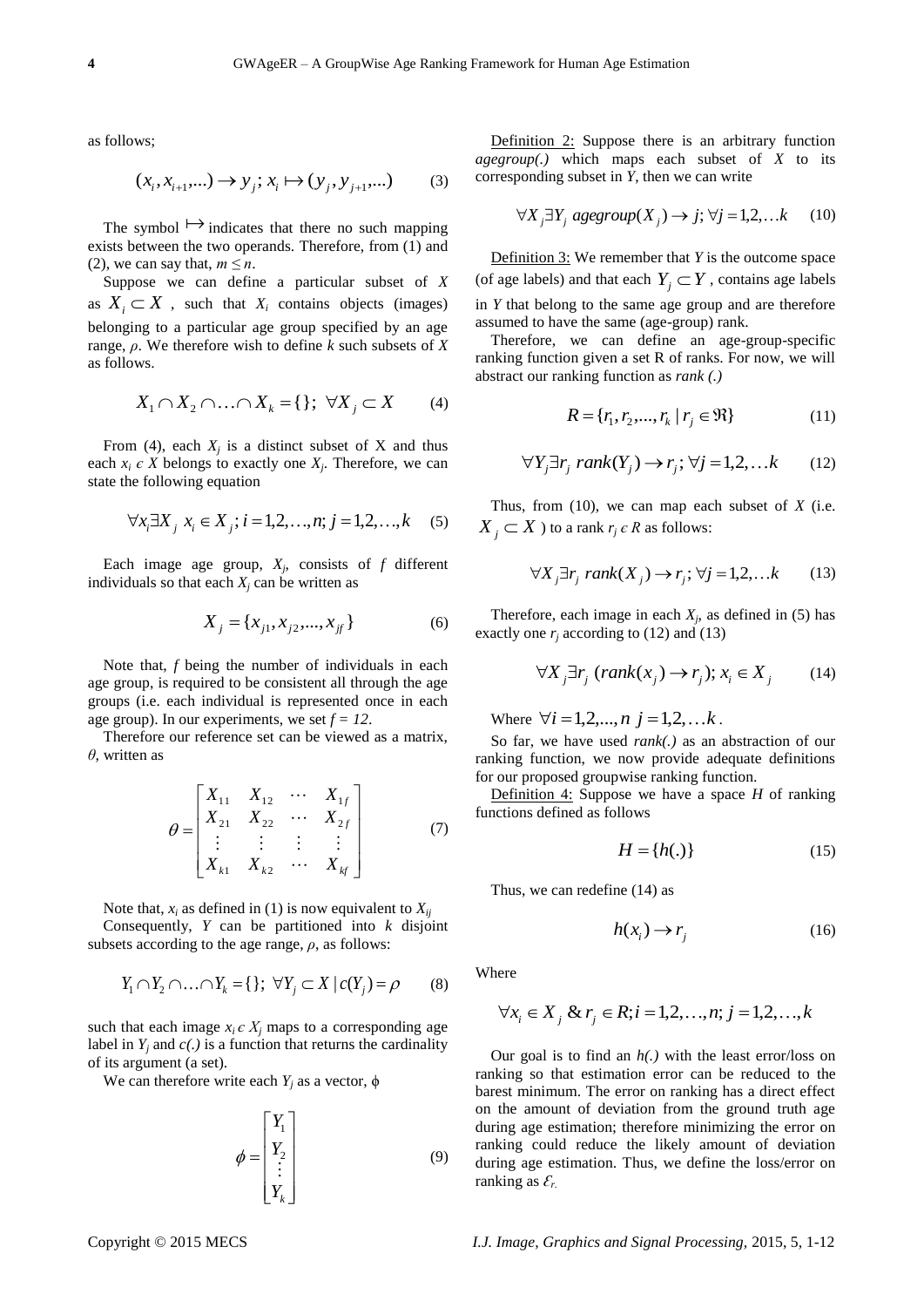as follows;

$$(x_i, x_{i+1},...) \to y_j;\ x_i \mapsto (y_j, y_{j+1},...) \quad (3)$$

The symbol $\mapsto$ indicates that there no such mapping exists between the two operands. Therefore, from (1) and (2), we can say that, $m \leq n$.

Suppose we can define a particular subset of $X$ as $X_i \subset X$, such that $X_i$ contains objects (images) belonging to a particular age group specified by an age range, $\rho$. We therefore wish to define $k$ such subsets of $X$ as follows.

$$X_1 \cap X_2 \cap \ldots \cap X_k = \{\};\ \forall X_j \subset X \quad (4)$$

From (4), each $X_j$ is a distinct subset of X and thus each $x_i \in X$ belongs to exactly one $X_j$. Therefore, we can state the following equation

$$\forall x_i \exists X_j\ x_i \in X_j;\ i = 1,2,\ldots,n;\ j = 1,2,\ldots,k \quad (5)$$

Each image age group, $X_j$, consists of $f$ different individuals so that each $X_j$ can be written as

$$X_j = \{x_{j1}, x_{j2},..., x_{jf}\} \quad (6)$$

Note that, $f$ being the number of individuals in each age group, is required to be consistent all through the age groups (i.e. each individual is represented once in each age group). In our experiments, we set $f = 12$.

Therefore our reference set can be viewed as a matrix, $\theta$, written as

$$\theta = \begin{bmatrix} X_{11} & X_{12} & \cdots & X_{1f} \\ X_{21} & X_{22} & \cdots & X_{2f} \\ \vdots & \vdots & \vdots & \vdots \\ X_{k1} & X_{k2} & \cdots & X_{kf} \end{bmatrix} \quad (7)$$

Note that, $x_i$ as defined in (1) is now equivalent to $X_{ij}$

Consequently, $Y$ can be partitioned into $k$ disjoint subsets according to the age range, $\rho$, as follows:

$$Y_1 \cap Y_2 \cap \ldots \cap Y_k = \{\};\ \forall Y_j \subset X \mid c(Y_j) = \rho \quad (8)$$

such that each image $x_i \in X_j$ maps to a corresponding age label in $Y_j$ and $c(.)$ is a function that returns the cardinality of its argument (a set).

We can therefore write each $Y_j$ as a vector, $\phi$

$$\phi = \begin{bmatrix} Y_1 \\ Y_2 \\ \vdots \\ Y_k \end{bmatrix} \quad (9)$$

Definition 2: Suppose there is an arbitrary function *agegroup(.)* which maps each subset of $X$ to its corresponding subset in $Y$, then we can write

$$\forall X_j \exists Y_j\ agegroup(X_j) \to j;\ \forall j = 1,2,\ldots k \quad (10)$$

Definition 3: We remember that $Y$ is the outcome space (of age labels) and that each $Y_j \subset Y$, contains age labels in $Y$ that belong to the same age group and are therefore assumed to have the same (age-group) rank.

Therefore, we can define an age-group-specific ranking function given a set R of ranks. For now, we will abstract our ranking function as *rank (.)*

$$R = \{r_1, r_2,..., r_k \mid r_j \in \Re\} \quad (11)$$

$$\forall Y_j \exists r_j\ rank(Y_j) \to r_j;\ \forall j = 1,2,\ldots k \quad (12)$$

Thus, from (10), we can map each subset of $X$ (i.e. $X_j \subset X$) to a rank $r_j \in R$ as follows:

$$\forall X_j \exists r_j\ rank(X_j) \to r_j;\ \forall j = 1,2,\ldots k \quad (13)$$

Therefore, each image in each $X_j$, as defined in (5) has exactly one $r_j$ according to (12) and (13)

$$\forall X_j \exists r_j\ (rank(x_j) \to r_j);\ x_i \in X_j \quad (14)$$

Where $\forall i = 1,2,...,n\ j = 1,2,\ldots k$.

So far, we have used *rank(.)* as an abstraction of our ranking function, we now provide adequate definitions for our proposed groupwise ranking function.

Definition 4: Suppose we have a space $H$ of ranking functions defined as follows

$$H = \{h(.)\} \quad (15)$$

Thus, we can redefine (14) as

$$h(x_i) \to r_j \quad (16)$$

Where

$$\forall x_i \in X_j\ \&\ r_j \in R; i = 1,2,\ldots,n;\ j = 1,2,\ldots,k$$

Our goal is to find an $h(.)$ with the least error/loss on ranking so that estimation error can be reduced to the barest minimum. The error on ranking has a direct effect on the amount of deviation from the ground truth age during age estimation; therefore minimizing the error on ranking could reduce the likely amount of deviation during age estimation. Thus, we define the loss/error on ranking as $\mathcal{E}_r$.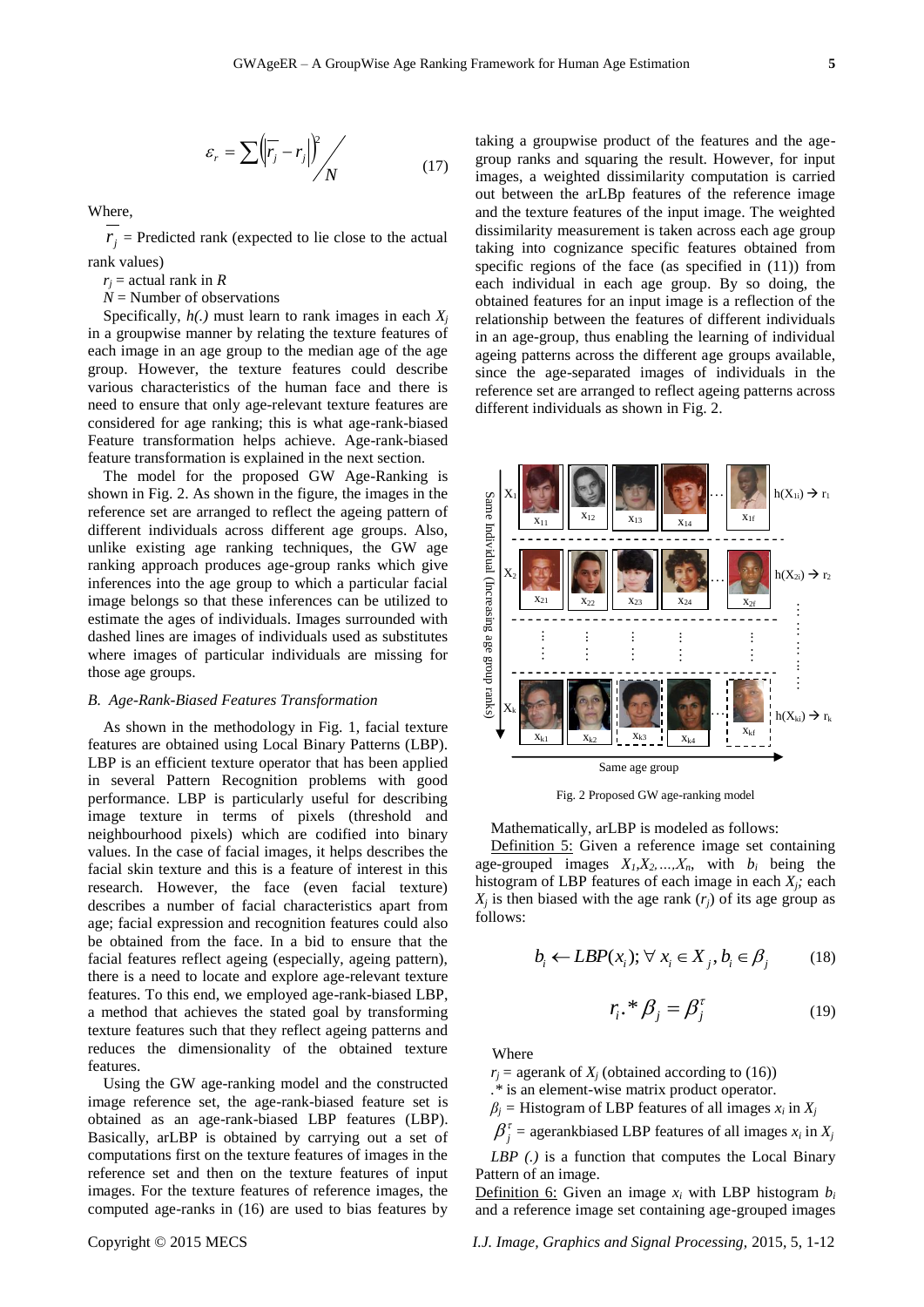$$\varepsilon_r = \sum \left( \left| \overline{r_j} - r_j \right| \right)^2 \Big/ N \tag{17}$$

Where,

$\overline{r_j}$ = Predicted rank (expected to lie close to the actual rank values)

$r_j$ = actual rank in $R$

$N$ = Number of observations

Specifically, $h(.)$ must learn to rank images in each $X_j$ in a groupwise manner by relating the texture features of each image in an age group to the median age of the age group. However, the texture features could describe various characteristics of the human face and there is need to ensure that only age-relevant texture features are considered for age ranking; this is what age-rank-biased Feature transformation helps achieve. Age-rank-biased feature transformation is explained in the next section.

The model for the proposed GW Age-Ranking is shown in Fig. 2. As shown in the figure, the images in the reference set are arranged to reflect the ageing pattern of different individuals across different age groups. Also, unlike existing age ranking techniques, the GW age ranking approach produces age-group ranks which give inferences into the age group to which a particular facial image belongs so that these inferences can be utilized to estimate the ages of individuals. Images surrounded with dashed lines are images of individuals used as substitutes where images of particular individuals are missing for those age groups.

### B. Age-Rank-Biased Features Transformation

As shown in the methodology in Fig. 1, facial texture features are obtained using Local Binary Patterns (LBP). LBP is an efficient texture operator that has been applied in several Pattern Recognition problems with good performance. LBP is particularly useful for describing image texture in terms of pixels (threshold and neighbourhood pixels) which are codified into binary values. In the case of facial images, it helps describes the facial skin texture and this is a feature of interest in this research. However, the face (even facial texture) describes a number of facial characteristics apart from age; facial expression and recognition features could also be obtained from the face. In a bid to ensure that the facial features reflect ageing (especially, ageing pattern), there is a need to locate and explore age-relevant texture features. To this end, we employed age-rank-biased LBP, a method that achieves the stated goal by transforming texture features such that they reflect ageing patterns and reduces the dimensionality of the obtained texture features.

Using the GW age-ranking model and the constructed image reference set, the age-rank-biased feature set is obtained as an age-rank-biased LBP features (LBP). Basically, arLBP is obtained by carrying out a set of computations first on the texture features of images in the reference set and then on the texture features of input images. For the texture features of reference images, the computed age-ranks in (16) are used to bias features by taking a groupwise product of the features and the age-group ranks and squaring the result. However, for input images, a weighted dissimilarity computation is carried out between the arLBp features of the reference image and the texture features of the input image. The weighted dissimilarity measurement is taken across each age group taking into cognizance specific features obtained from specific regions of the face (as specified in (11)) from each individual in each age group. By so doing, the obtained features for an input image is a reflection of the relationship between the features of different individuals in an age-group, thus enabling the learning of individual ageing patterns across the different age groups available, since the age-separated images of individuals in the reference set are arranged to reflect ageing patterns across different individuals as shown in Fig. 2.

Fig. 2 Proposed GW age-ranking model

Mathematically, arLBP is modeled as follows:

Definition 5: Given a reference image set containing age-grouped images $X_1, X_2, \ldots, X_n$, with $b_i$ being the histogram of LBP features of each image in each $X_j$; each $X_j$ is then biased with the age rank ($r_j$) of its age group as follows:

$$b_i \leftarrow LBP(x_i);\ \forall\ x_i \in X_j, b_i \in \beta_j \tag{18}$$

$$r_i .* \beta_j = \beta_j^{\tau} \tag{19}$$

Where

$r_j$ = agerank of $X_j$ (obtained according to (16))

.* is an element-wise matrix product operator.

$\beta_j$ = Histogram of LBP features of all images $x_i$ in $X_j$

$\beta_j^{\tau}$ = agerankbiased LBP features of all images $x_i$ in $X_j$

$LBP(.)$ is a function that computes the Local Binary Pattern of an image.

Definition 6: Given an image $x_i$ with LBP histogram $b_i$ and a reference image set containing age-grouped images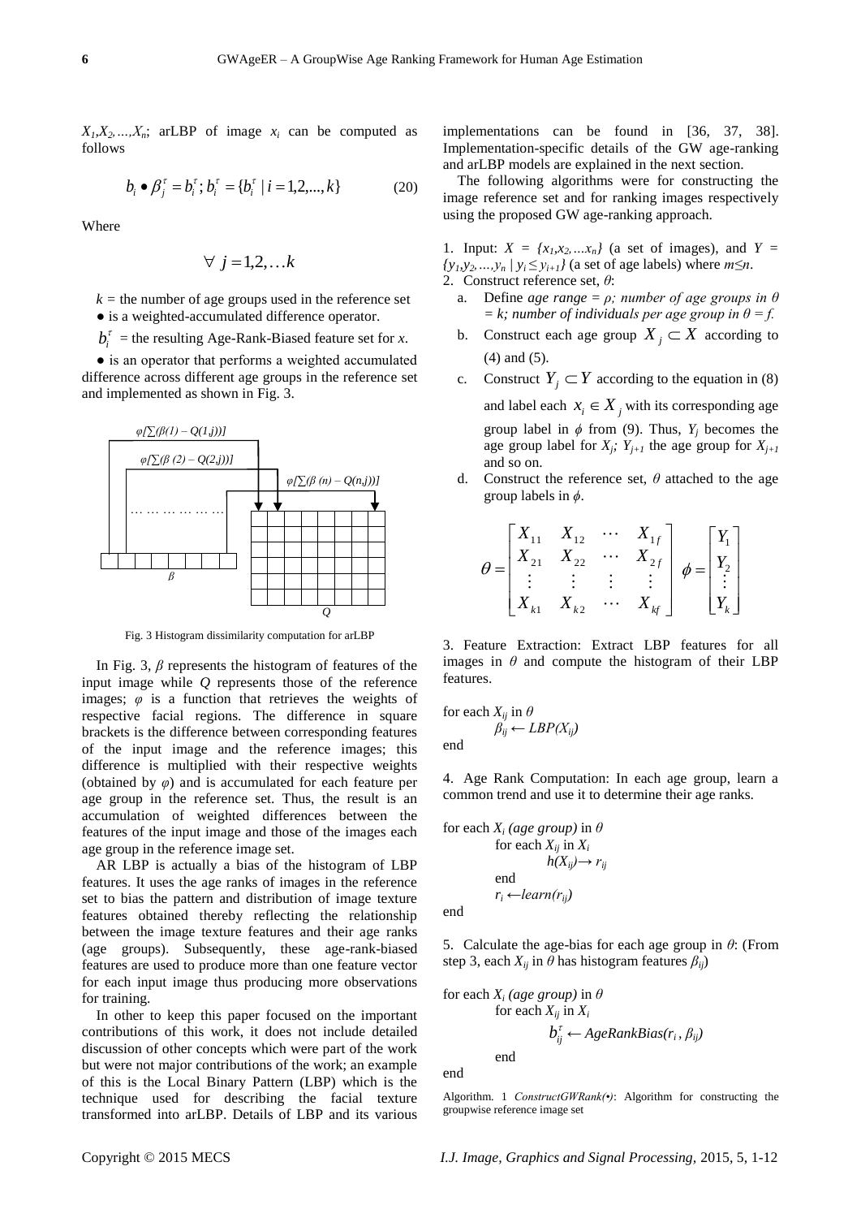$X_1, X_2, \ldots, X_n$; arLBP of image $x_i$ can be computed as follows

$$b_i \bullet \beta_j^{\tau} = b_i^{\tau}; b_i^{\tau} = \{b_i^{\tau} \mid i = 1,2,\ldots,k\} \tag{20}$$

Where

$$\forall\ j = 1,2,\ldots k$$

$k$ = the number of age groups used in the reference set

• is a weighted-accumulated difference operator.

$b_i^{\tau}$ = the resulting Age-Rank-Biased feature set for $x$.

• is an operator that performs a weighted accumulated difference across different age groups in the reference set and implemented as shown in Fig. 3.

Fig. 3 Histogram dissimilarity computation for arLBP

In Fig. 3, $\beta$ represents the histogram of features of the input image while $Q$ represents those of the reference images; $\varphi$ is a function that retrieves the weights of respective facial regions. The difference in square brackets is the difference between corresponding features of the input image and the reference images; this difference is multiplied with their respective weights (obtained by $\varphi$) and is accumulated for each feature per age group in the reference set. Thus, the result is an accumulation of weighted differences between the features of the input image and those of the images each age group in the reference image set.

AR LBP is actually a bias of the histogram of LBP features. It uses the age ranks of images in the reference set to bias the pattern and distribution of image texture features obtained thereby reflecting the relationship between the image texture features and their age ranks (age groups). Subsequently, these age-rank-biased features are used to produce more than one feature vector for each input image thus producing more observations for training.

In other to keep this paper focused on the important contributions of this work, it does not include detailed discussion of other concepts which were part of the work but were not major contributions of the work; an example of this is the Local Binary Pattern (LBP) which is the technique used for describing the facial texture transformed into arLBP. Details of LBP and its various implementations can be found in [36, 37, 38]. Implementation-specific details of the GW age-ranking and arLBP models are explained in the next section.

The following algorithms were for constructing the image reference set and for ranking images respectively using the proposed GW age-ranking approach.

1. Input: $X = \{x_1, x_2, \ldots x_n\}$ (a set of images), and $Y = \{y_1, y_2, \ldots, y_n \mid y_i \leq y_{i+1}\}$ (a set of age labels) where $m \leq n$.
2. Construct reference set, $\theta$:
   a. Define *age range = $\rho$; number of age groups in $\theta$ = k; number of individuals per age group in $\theta$ = f.*
   b. Construct each age group $X_j \subset X$ according to (4) and (5).
   c. Construct $Y_j \subset Y$ according to the equation in (8) and label each $x_i \in X_j$ with its corresponding age group label in $\phi$ from (9). Thus, $Y_j$ becomes the age group label for $X_j$; $Y_{j+1}$ the age group for $X_{j+1}$ and so on.
   d. Construct the reference set, $\theta$ attached to the age group labels in $\phi$.

$$\theta = \begin{bmatrix} X_{11} & X_{12} & \cdots & X_{1f} \\ X_{21} & X_{22} & \cdots & X_{2f} \\ \vdots & \vdots & \vdots & \vdots \\ X_{k1} & X_{k2} & \cdots & X_{kf} \end{bmatrix} \quad \phi = \begin{bmatrix} Y_1 \\ Y_2 \\ \vdots \\ Y_k \end{bmatrix}$$

3. Feature Extraction: Extract LBP features for all images in $\theta$ and compute the histogram of their LBP features.

```
for each X_ij in θ
        β_ij ← LBP(X_ij)
end
```

4. Age Rank Computation: In each age group, learn a common trend and use it to determine their age ranks.

```
for each X_i (age group) in θ
        for each X_ij in X_i
                h(X_ij) → r_ij
        end
        r_i ← learn(r_ij)
end
```

5. Calculate the age-bias for each age group in $\theta$: (From step 3, each $X_{ij}$ in $\theta$ has histogram features $\beta_{ij}$)

```
for each X_i (age group) in θ
        for each X_ij in X_i
                b^τ_ij ← AgeRankBias(r_i, β_ij)
        end
end
```

Algorithm. 1 *ConstructGWRank(•)*: Algorithm for constructing the groupwise reference image set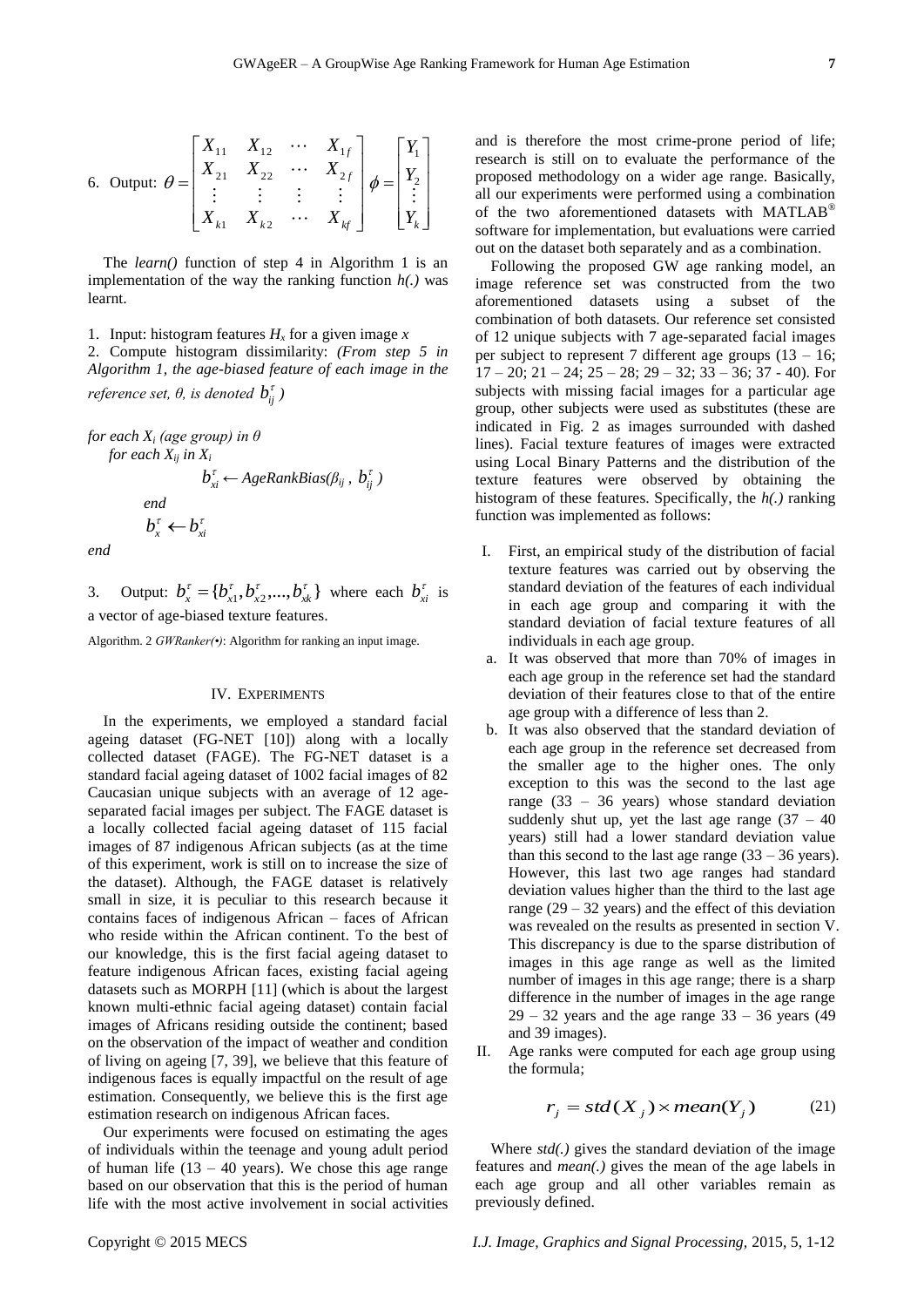6. Output: $\theta = \begin{bmatrix} X_{11} & X_{12} & \cdots & X_{1f} \\ X_{21} & X_{22} & \cdots & X_{2f} \\ \vdots & \vdots & \vdots & \vdots \\ X_{k1} & X_{k2} & \cdots & X_{kf} \end{bmatrix}$ $\phi = \begin{bmatrix} Y_1 \\ Y_2 \\ \vdots \\ Y_k \end{bmatrix}$

The *learn()* function of step 4 in Algorithm 1 is an implementation of the way the ranking function *h(.)* was learnt.

1. Input: histogram features $H_x$ for a given image $x$
2. Compute histogram dissimilarity: *(From step 5 in Algorithm 1, the age-biased feature of each image in the reference set, θ, is denoted* $b_{ij}^{\tau}$ *)*

*for each* $X_i$ *(age group) in* $\theta$

*for each* $X_{ij}$ *in* $X_i$

$$b_{xi}^{\tau} \leftarrow AgeRankBias(\beta_{ij}, b_{ij}^{\tau})$$

*end*

$$b_x^{\tau} \leftarrow b_{xi}^{\tau}$$

*end*

3. Output: $b_x^{\tau} = \{b_{x1}^{\tau}, b_{x2}^{\tau}, ..., b_{xk}^{\tau}\}$ where each $b_{xi}^{\tau}$ is a vector of age-biased texture features.

Algorithm. 2 *GWRanker(•)*: Algorithm for ranking an input image.

## IV. Experiments

In the experiments, we employed a standard facial ageing dataset (FG-NET [10]) along with a locally collected dataset (FAGE). The FG-NET dataset is a standard facial ageing dataset of 1002 facial images of 82 Caucasian unique subjects with an average of 12 age-separated facial images per subject. The FAGE dataset is a locally collected facial ageing dataset of 115 facial images of 87 indigenous African subjects (as at the time of this experiment, work is still on to increase the size of the dataset). Although, the FAGE dataset is relatively small in size, it is peculiar to this research because it contains faces of indigenous African – faces of African who reside within the African continent. To the best of our knowledge, this is the first facial ageing dataset to feature indigenous African faces, existing facial ageing datasets such as MORPH [11] (which is about the largest known multi-ethnic facial ageing dataset) contain facial images of Africans residing outside the continent; based on the observation of the impact of weather and condition of living on ageing [7, 39], we believe that this feature of indigenous faces is equally impactful on the result of age estimation. Consequently, we believe this is the first age estimation research on indigenous African faces.

Our experiments were focused on estimating the ages of individuals within the teenage and young adult period of human life (13 – 40 years). We chose this age range based on our observation that this is the period of human life with the most active involvement in social activities and is therefore the most crime-prone period of life; research is still on to evaluate the performance of the proposed methodology on a wider age range. Basically, all our experiments were performed using a combination of the two aforementioned datasets with MATLAB® software for implementation, but evaluations were carried out on the dataset both separately and as a combination.

Following the proposed GW age ranking model, an image reference set was constructed from the two aforementioned datasets using a subset of the combination of both datasets. Our reference set consisted of 12 unique subjects with 7 age-separated facial images per subject to represent 7 different age groups (13 – 16; 17 – 20; 21 – 24; 25 – 28; 29 – 32; 33 – 36; 37 - 40). For subjects with missing facial images for a particular age group, other subjects were used as substitutes (these are indicated in Fig. 2 as images surrounded with dashed lines). Facial texture features of images were extracted using Local Binary Patterns and the distribution of the texture features were observed by obtaining the histogram of these features. Specifically, the *h(.)* ranking function was implemented as follows:

I. First, an empirical study of the distribution of facial texture features was carried out by observing the standard deviation of the features of each individual in each age group and comparing it with the standard deviation of facial texture features of all individuals in each age group.
   a. It was observed that more than 70% of images in each age group in the reference set had the standard deviation of their features close to that of the entire age group with a difference of less than 2.
   b. It was also observed that the standard deviation of each age group in the reference set decreased from the smaller age to the higher ones. The only exception to this was the second to the last age range (33 – 36 years) whose standard deviation suddenly shut up, yet the last age range (37 – 40 years) still had a lower standard deviation value than this second to the last age range (33 – 36 years). However, this last two age ranges had standard deviation values higher than the third to the last age range (29 – 32 years) and the effect of this deviation was revealed on the results as presented in section V. This discrepancy is due to the sparse distribution of images in this age range as well as the limited number of images in this age range; there is a sharp difference in the number of images in the age range 29 – 32 years and the age range 33 – 36 years (49 and 39 images).

II. Age ranks were computed for each age group using the formula;

$$r_j = std(X_j) \times mean(Y_j) \tag{21}$$

Where *std(.)* gives the standard deviation of the image features and *mean(.)* gives the mean of the age labels in each age group and all other variables remain as previously defined.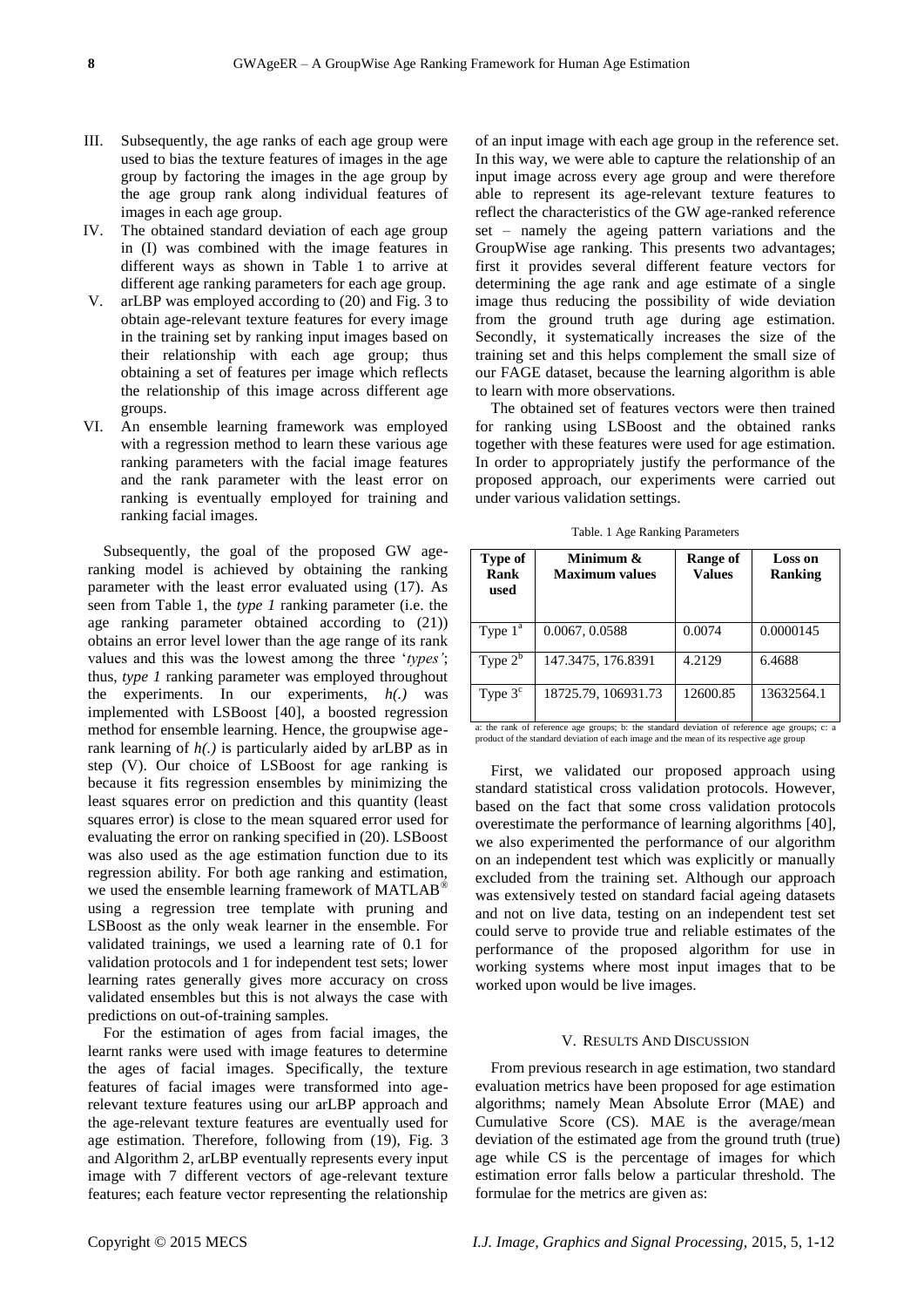III. Subsequently, the age ranks of each age group were used to bias the texture features of images in the age group by factoring the images in the age group by the age group rank along individual features of images in each age group.

IV. The obtained standard deviation of each age group in (I) was combined with the image features in different ways as shown in Table 1 to arrive at different age ranking parameters for each age group.

V. arLBP was employed according to (20) and Fig. 3 to obtain age-relevant texture features for every image in the training set by ranking input images based on their relationship with each age group; thus obtaining a set of features per image which reflects the relationship of this image across different age groups.

VI. An ensemble learning framework was employed with a regression method to learn these various age ranking parameters with the facial image features and the rank parameter with the least error on ranking is eventually employed for training and ranking facial images.

Subsequently, the goal of the proposed GW age-ranking model is achieved by obtaining the ranking parameter with the least error evaluated using (17). As seen from Table 1, the *type 1* ranking parameter (i.e. the age ranking parameter obtained according to (21)) obtains an error level lower than the age range of its rank values and this was the lowest among the three '*types'*; thus, *type 1* ranking parameter was employed throughout the experiments. In our experiments, $h(.)$ was implemented with LSBoost [40], a boosted regression method for ensemble learning. Hence, the groupwise age-rank learning of $h(.)$ is particularly aided by arLBP as in step (V). Our choice of LSBoost for age ranking is because it fits regression ensembles by minimizing the least squares error on prediction and this quantity (least squares error) is close to the mean squared error used for evaluating the error on ranking specified in (20). LSBoost was also used as the age estimation function due to its regression ability. For both age ranking and estimation, we used the ensemble learning framework of MATLAB® using a regression tree template with pruning and LSBoost as the only weak learner in the ensemble. For validated trainings, we used a learning rate of 0.1 for validation protocols and 1 for independent test sets; lower learning rates generally gives more accuracy on cross validated ensembles but this is not always the case with predictions on out-of-training samples.

For the estimation of ages from facial images, the learnt ranks were used with image features to determine the ages of facial images. Specifically, the texture features of facial images were transformed into age-relevant texture features using our arLBP approach and the age-relevant texture features are eventually used for age estimation. Therefore, following from (19), Fig. 3 and Algorithm 2, arLBP eventually represents every input image with 7 different vectors of age-relevant texture features; each feature vector representing the relationship of an input image with each age group in the reference set. In this way, we were able to capture the relationship of an input image across every age group and were therefore able to represent its age-relevant texture features to reflect the characteristics of the GW age-ranked reference set – namely the ageing pattern variations and the GroupWise age ranking. This presents two advantages; first it provides several different feature vectors for determining the age rank and age estimate of a single image thus reducing the possibility of wide deviation from the ground truth age during age estimation. Secondly, it systematically increases the size of the training set and this helps complement the small size of our FAGE dataset, because the learning algorithm is able to learn with more observations.

The obtained set of features vectors were then trained for ranking using LSBoost and the obtained ranks together with these features were used for age estimation. In order to appropriately justify the performance of the proposed approach, our experiments were carried out under various validation settings.

Table. 1 Age Ranking Parameters

| Type of Rank used | Minimum & Maximum values | Range of Values | Loss on Ranking |
|---|---|---|---|
| Type 1[a] | 0.0067, 0.0588 | 0.0074 | 0.0000145 |
| Type 2[b] | 147.3475, 176.8391 | 4.2129 | 6.4688 |
| Type 3[c] | 18725.79, 106931.73 | 12600.85 | 13632564.1 |

a: the rank of reference age groups; b: the standard deviation of reference age groups; c: a product of the standard deviation of each image and the mean of its respective age group

First, we validated our proposed approach using standard statistical cross validation protocols. However, based on the fact that some cross validation protocols overestimate the performance of learning algorithms [40], we also experimented the performance of our algorithm on an independent test which was explicitly or manually excluded from the training set. Although our approach was extensively tested on standard facial ageing datasets and not on live data, testing on an independent test set could serve to provide true and reliable estimates of the performance of the proposed algorithm for use in working systems where most input images that to be worked upon would be live images.

## V. Results And Discussion

From previous research in age estimation, two standard evaluation metrics have been proposed for age estimation algorithms; namely Mean Absolute Error (MAE) and Cumulative Score (CS). MAE is the average/mean deviation of the estimated age from the ground truth (true) age while CS is the percentage of images for which estimation error falls below a particular threshold. The formulae for the metrics are given as: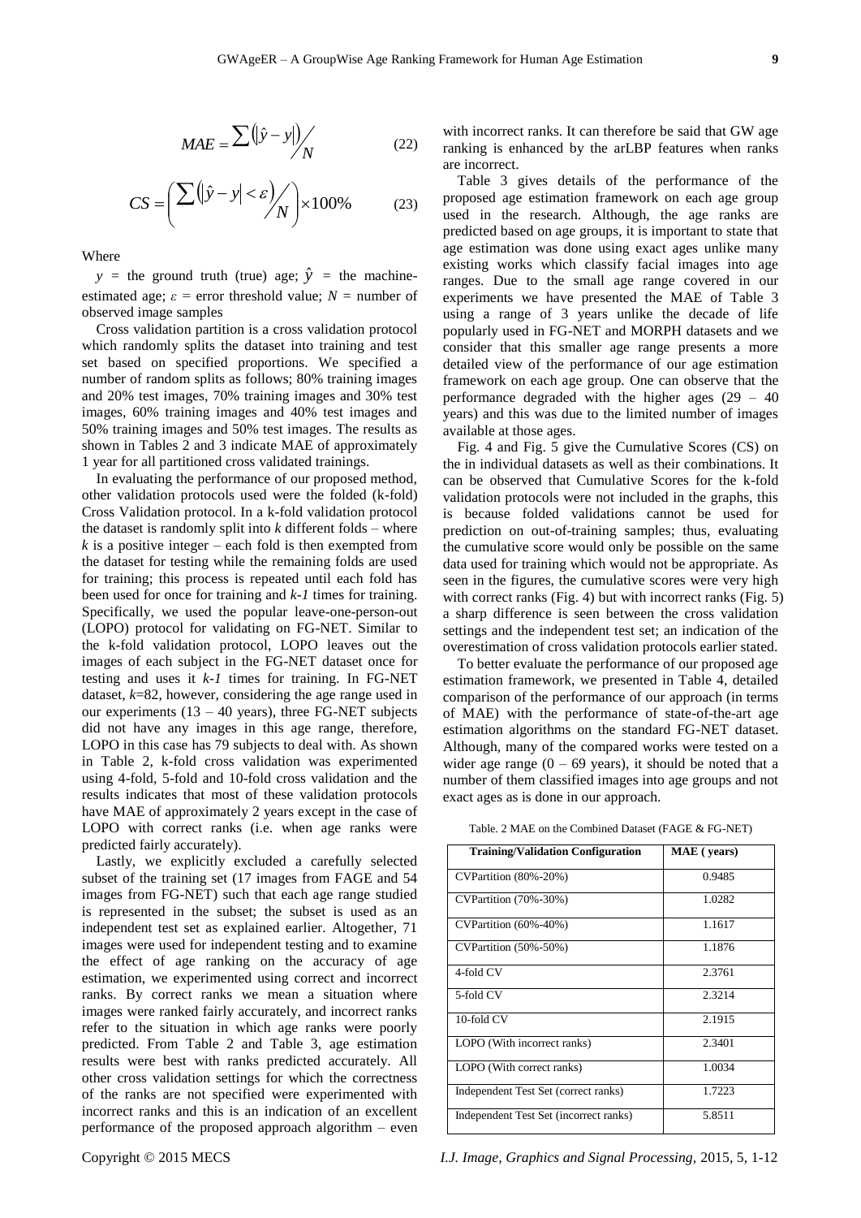$$MAE = \sum \left( |\hat{y} - y| \right) / N \qquad (22)$$

$$CS = \left( \sum \left( |\hat{y} - y| < \varepsilon \right) / N \right) \times 100\% \qquad (23)$$

Where

$y$ = the ground truth (true) age; $\hat{y}$ = the machine-estimated age; $\varepsilon$ = error threshold value; $N$ = number of observed image samples

Cross validation partition is a cross validation protocol which randomly splits the dataset into training and test set based on specified proportions. We specified a number of random splits as follows; 80% training images and 20% test images, 70% training images and 30% test images, 60% training images and 40% test images and 50% training images and 50% test images. The results as shown in Tables 2 and 3 indicate MAE of approximately 1 year for all partitioned cross validated trainings.

In evaluating the performance of our proposed method, other validation protocols used were the folded (k-fold) Cross Validation protocol. In a k-fold validation protocol the dataset is randomly split into $k$ different folds – where $k$ is a positive integer – each fold is then exempted from the dataset for testing while the remaining folds are used for training; this process is repeated until each fold has been used for once for training and $k$-$1$ times for training. Specifically, we used the popular leave-one-person-out (LOPO) protocol for validating on FG-NET. Similar to the k-fold validation protocol, LOPO leaves out the images of each subject in the FG-NET dataset once for testing and uses it $k$-$1$ times for training. In FG-NET dataset, $k$=82, however, considering the age range used in our experiments (13 – 40 years), three FG-NET subjects did not have any images in this age range, therefore, LOPO in this case has 79 subjects to deal with. As shown in Table 2, k-fold cross validation was experimented using 4-fold, 5-fold and 10-fold cross validation and the results indicates that most of these validation protocols have MAE of approximately 2 years except in the case of LOPO with correct ranks (i.e. when age ranks were predicted fairly accurately).

Lastly, we explicitly excluded a carefully selected subset of the training set (17 images from FAGE and 54 images from FG-NET) such that each age range studied is represented in the subset; the subset is used as an independent test set as explained earlier. Altogether, 71 images were used for independent testing and to examine the effect of age ranking on the accuracy of age estimation, we experimented using correct and incorrect ranks. By correct ranks we mean a situation where images were ranked fairly accurately, and incorrect ranks refer to the situation in which age ranks were poorly predicted. From Table 2 and Table 3, age estimation results were best with ranks predicted accurately. All other cross validation settings for which the correctness of the ranks are not specified were experimented with incorrect ranks and this is an indication of an excellent performance of the proposed approach algorithm – even with incorrect ranks. It can therefore be said that GW age ranking is enhanced by the arLBP features when ranks are incorrect.

Table 3 gives details of the performance of the proposed age estimation framework on each age group used in the research. Although, the age ranks are predicted based on age groups, it is important to state that age estimation was done using exact ages unlike many existing works which classify facial images into age ranges. Due to the small age range covered in our experiments we have presented the MAE of Table 3 using a range of 3 years unlike the decade of life popularly used in FG-NET and MORPH datasets and we consider that this smaller age range presents a more detailed view of the performance of our age estimation framework on each age group. One can observe that the performance degraded with the higher ages (29 – 40 years) and this was due to the limited number of images available at those ages.

Fig. 4 and Fig. 5 give the Cumulative Scores (CS) on the in individual datasets as well as their combinations. It can be observed that Cumulative Scores for the k-fold validation protocols were not included in the graphs, this is because folded validations cannot be used for prediction on out-of-training samples; thus, evaluating the cumulative score would only be possible on the same data used for training which would not be appropriate. As seen in the figures, the cumulative scores were very high with correct ranks (Fig. 4) but with incorrect ranks (Fig. 5) a sharp difference is seen between the cross validation settings and the independent test set; an indication of the overestimation of cross validation protocols earlier stated.

To better evaluate the performance of our proposed age estimation framework, we presented in Table 4, detailed comparison of the performance of our approach (in terms of MAE) with the performance of state-of-the-art age estimation algorithms on the standard FG-NET dataset. Although, many of the compared works were tested on a wider age range (0 – 69 years), it should be noted that a number of them classified images into age groups and not exact ages as is done in our approach.

Table. 2 MAE on the Combined Dataset (FAGE & FG-NET)

| Training/Validation Configuration | MAE ( years) |
|---|---|
| CVPartition (80%-20%) | 0.9485 |
| CVPartition (70%-30%) | 1.0282 |
| CVPartition (60%-40%) | 1.1617 |
| CVPartition (50%-50%) | 1.1876 |
| 4-fold CV | 2.3761 |
| 5-fold CV | 2.3214 |
| 10-fold CV | 2.1915 |
| LOPO (With incorrect ranks) | 2.3401 |
| LOPO (With correct ranks) | 1.0034 |
| Independent Test Set (correct ranks) | 1.7223 |
| Independent Test Set (incorrect ranks) | 5.8511 |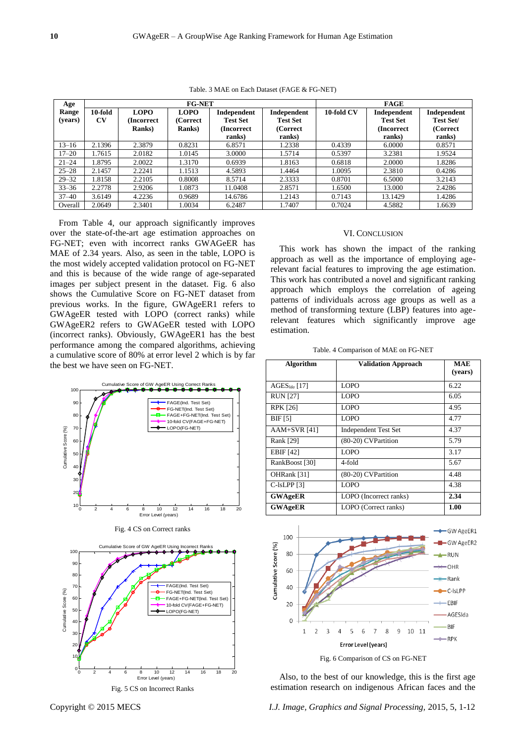Table. 3 MAE on Each Dataset (FAGE & FG-NET)

| Age Range (years) | FG-NET | | | | | FAGE | | |
|---|---|---|---|---|---|---|---|---|
| | 10-fold CV | LOPO (Incorrect Ranks) | LOPO (Correct Ranks) | Independent Test Set (Incorrect ranks) | Independent Test Set (Correct ranks) | 10-fold CV | Independent Test Set (Incorrect ranks) | Independent Test Set/ (Correct ranks) |
| 13–16 | 2.1396 | 2.3879 | 0.8231 | 6.8571 | 1.2338 | 0.4339 | 6.0000 | 0.8571 |
| 17–20 | 1.7615 | 2.0182 | 1.0145 | 3.0000 | 1.5714 | 0.5397 | 3.2381 | 1.9524 |
| 21–24 | 1.8795 | 2.0022 | 1.3170 | 0.6939 | 1.8163 | 0.6818 | 2.0000 | 1.8286 |
| 25–28 | 2.1457 | 2.2241 | 1.1513 | 4.5893 | 1.4464 | 1.0095 | 2.3810 | 0.4286 |
| 29–32 | 1.8158 | 2.2105 | 0.8008 | 8.5714 | 2.3333 | 0.8701 | 6.5000 | 3.2143 |
| 33–36 | 2.2778 | 2.9206 | 1.0873 | 11.0408 | 2.8571 | 1.6500 | 13.000 | 2.4286 |
| 37–40 | 3.6149 | 4.2236 | 0.9689 | 14.6786 | 1.2143 | 0.7143 | 13.1429 | 1.4286 |
| Overall | 2.0649 | 2.3401 | 1.0034 | 6.2487 | 1.7407 | 0.7024 | 4.5882 | 1.6639 |

From Table 4, our approach significantly improves over the state-of-the-art age estimation approaches on FG-NET; even with incorrect ranks GWAGeER has MAE of 2.34 years. Also, as seen in the table, LOPO is the most widely accepted validation protocol on FG-NET and this is because of the wide range of age-separated images per subject present in the dataset. Fig. 6 also shows the Cumulative Score on FG-NET dataset from previous works. In the figure, GWAgeER1 refers to GWAgeER tested with LOPO (correct ranks) while GWAgeER2 refers to GWAGeER tested with LOPO (incorrect ranks). Obviously, GWAgeER1 has the best performance among the compared algorithms, achieving a cumulative score of 80% at error level 2 which is by far the best we have seen on FG-NET.

Fig. 4 CS on Correct ranks

Fig. 5 CS on Incorrect Ranks

## VI. Conclusion

This work has shown the impact of the ranking approach as well as the importance of employing age-relevant facial features to improving the age estimation. This work has contributed a novel and significant ranking approach which employs the correlation of ageing patterns of individuals across age groups as well as a method of transforming texture (LBP) features into age-relevant features which significantly improve age estimation.

Table. 4 Comparison of MAE on FG-NET

| Algorithm | Validation Approach | MAE (years) |
|---|---|---|
| $AGES_{lda}$ [17] | LOPO | 6.22 |
| RUN [27] | LOPO | 6.05 |
| RPK [26] | LOPO | 4.95 |
| BIF [5] | LOPO | 4.77 |
| AAM+SVR [41] | Independent Test Set | 4.37 |
| Rank [29] | (80-20) CVPartition | 5.79 |
| EBIF [42] | LOPO | 3.17 |
| RankBoost [30] | 4-fold | 5.67 |
| OHRank [31] | (80-20) CVPartition | 4.48 |
| C-lsLPP [3] | LOPO | 4.38 |
| **GWAgeER** | LOPO (Incorrect ranks) | **2.34** |
| **GWAgeER** | LOPO (Correct ranks) | **1.00** |

Fig. 6 Comparison of CS on FG-NET

Also, to the best of our knowledge, this is the first age estimation research on indigenous African faces and the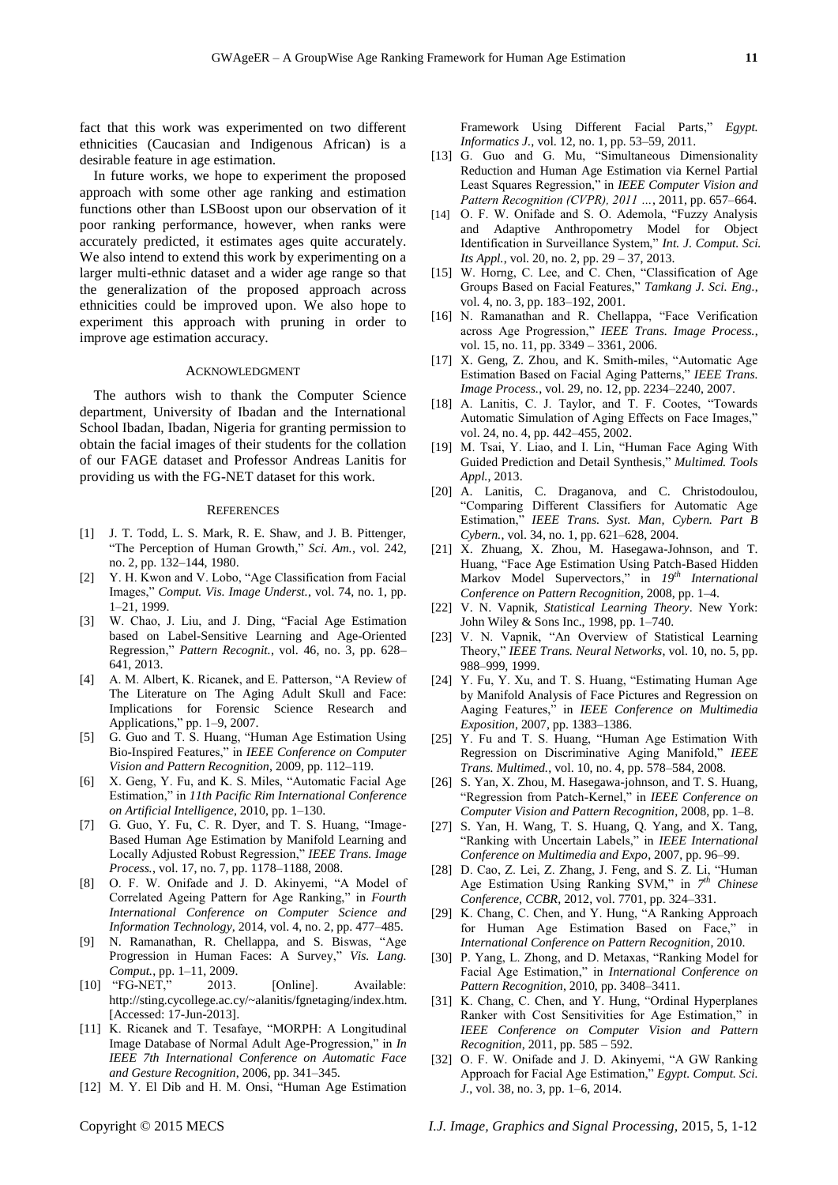fact that this work was experimented on two different ethnicities (Caucasian and Indigenous African) is a desirable feature in age estimation.

In future works, we hope to experiment the proposed approach with some other age ranking and estimation functions other than LSBoost upon our observation of it poor ranking performance, however, when ranks were accurately predicted, it estimates ages quite accurately. We also intend to extend this work by experimenting on a larger multi-ethnic dataset and a wider age range so that the generalization of the proposed approach across ethnicities could be improved upon. We also hope to experiment this approach with pruning in order to improve age estimation accuracy.

## Acknowledgment

The authors wish to thank the Computer Science department, University of Ibadan and the International School Ibadan, Ibadan, Nigeria for granting permission to obtain the facial images of their students for the collation of our FAGE dataset and Professor Andreas Lanitis for providing us with the FG-NET dataset for this work.

## References

[1] J. T. Todd, L. S. Mark, R. E. Shaw, and J. B. Pittenger, "The Perception of Human Growth," *Sci. Am.*, vol. 242, no. 2, pp. 132–144, 1980.

[2] Y. H. Kwon and V. Lobo, "Age Classification from Facial Images," *Comput. Vis. Image Underst.*, vol. 74, no. 1, pp. 1–21, 1999.

[3] W. Chao, J. Liu, and J. Ding, "Facial Age Estimation based on Label-Sensitive Learning and Age-Oriented Regression," *Pattern Recognit.*, vol. 46, no. 3, pp. 628–641, 2013.

[4] A. M. Albert, K. Ricanek, and E. Patterson, "A Review of The Literature on The Aging Adult Skull and Face: Implications for Forensic Science Research and Applications," pp. 1–9, 2007.

[5] G. Guo and T. S. Huang, "Human Age Estimation Using Bio-Inspired Features," in *IEEE Conference on Computer Vision and Pattern Recognition*, 2009, pp. 112–119.

[6] X. Geng, Y. Fu, and K. S. Miles, "Automatic Facial Age Estimation," in *11th Pacific Rim International Conference on Artificial Intelligence*, 2010, pp. 1–130.

[7] G. Guo, Y. Fu, C. R. Dyer, and T. S. Huang, "Image-Based Human Age Estimation by Manifold Learning and Locally Adjusted Robust Regression," *IEEE Trans. Image Process.*, vol. 17, no. 7, pp. 1178–1188, 2008.

[8] O. F. W. Onifade and J. D. Akinyemi, "A Model of Correlated Ageing Pattern for Age Ranking," in *Fourth International Conference on Computer Science and Information Technology*, 2014, vol. 4, no. 2, pp. 477–485.

[9] N. Ramanathan, R. Chellappa, and S. Biswas, "Age Progression in Human Faces: A Survey," *Vis. Lang. Comput.*, pp. 1–11, 2009.

[10] "FG-NET," 2013. [Online]. Available: http://sting.cycollege.ac.cy/~alanitis/fgnetaging/index.htm. [Accessed: 17-Jun-2013].

[11] K. Ricanek and T. Tesafaye, "MORPH: A Longitudinal Image Database of Normal Adult Age-Progression," in *In IEEE 7th International Conference on Automatic Face and Gesture Recognition*, 2006, pp. 341–345.

[12] M. Y. El Dib and H. M. Onsi, "Human Age Estimation Framework Using Different Facial Parts," *Egypt. Informatics J.*, vol. 12, no. 1, pp. 53–59, 2011.

[13] G. Guo and G. Mu, "Simultaneous Dimensionality Reduction and Human Age Estimation via Kernel Partial Least Squares Regression," in *IEEE Computer Vision and Pattern Recognition (CVPR), 2011 …*, 2011, pp. 657–664.

[14] O. F. W. Onifade and S. O. Ademola, "Fuzzy Analysis and Adaptive Anthropometry Model for Object Identification in Surveillance System," *Int. J. Comput. Sci. Its Appl.*, vol. 20, no. 2, pp. 29 – 37, 2013.

[15] W. Horng, C. Lee, and C. Chen, "Classification of Age Groups Based on Facial Features," *Tamkang J. Sci. Eng.*, vol. 4, no. 3, pp. 183–192, 2001.

[16] N. Ramanathan and R. Chellappa, "Face Verification across Age Progression," *IEEE Trans. Image Process.*, vol. 15, no. 11, pp. 3349 – 3361, 2006.

[17] X. Geng, Z. Zhou, and K. Smith-miles, "Automatic Age Estimation Based on Facial Aging Patterns," *IEEE Trans. Image Process.*, vol. 29, no. 12, pp. 2234–2240, 2007.

[18] A. Lanitis, C. J. Taylor, and T. F. Cootes, "Towards Automatic Simulation of Aging Effects on Face Images," vol. 24, no. 4, pp. 442–455, 2002.

[19] M. Tsai, Y. Liao, and I. Lin, "Human Face Aging With Guided Prediction and Detail Synthesis," *Multimed. Tools Appl.*, 2013.

[20] A. Lanitis, C. Draganova, and C. Christodoulou, "Comparing Different Classifiers for Automatic Age Estimation," *IEEE Trans. Syst. Man, Cybern. Part B Cybern.*, vol. 34, no. 1, pp. 621–628, 2004.

[21] X. Zhuang, X. Zhou, M. Hasegawa-Johnson, and T. Huang, "Face Age Estimation Using Patch-Based Hidden Markov Model Supervectors," in *19th International Conference on Pattern Recognition*, 2008, pp. 1–4.

[22] V. N. Vapnik, *Statistical Learning Theory*. New York: John Wiley & Sons Inc., 1998, pp. 1–740.

[23] V. N. Vapnik, "An Overview of Statistical Learning Theory," *IEEE Trans. Neural Networks*, vol. 10, no. 5, pp. 988–999, 1999.

[24] Y. Fu, Y. Xu, and T. S. Huang, "Estimating Human Age by Manifold Analysis of Face Pictures and Regression on Aaging Features," in *IEEE Conference on Multimedia Exposition*, 2007, pp. 1383–1386.

[25] Y. Fu and T. S. Huang, "Human Age Estimation With Regression on Discriminative Aging Manifold," *IEEE Trans. Multimed.*, vol. 10, no. 4, pp. 578–584, 2008.

[26] S. Yan, X. Zhou, M. Hasegawa-johnson, and T. S. Huang, "Regression from Patch-Kernel," in *IEEE Conference on Computer Vision and Pattern Recognition*, 2008, pp. 1–8.

[27] S. Yan, H. Wang, T. S. Huang, Q. Yang, and X. Tang, "Ranking with Uncertain Labels," in *IEEE International Conference on Multimedia and Expo*, 2007, pp. 96–99.

[28] D. Cao, Z. Lei, Z. Zhang, J. Feng, and S. Z. Li, "Human Age Estimation Using Ranking SVM," in *7th Chinese Conference, CCBR*, 2012, vol. 7701, pp. 324–331.

[29] K. Chang, C. Chen, and Y. Hung, "A Ranking Approach for Human Age Estimation Based on Face," in *International Conference on Pattern Recognition*, 2010.

[30] P. Yang, L. Zhong, and D. Metaxas, "Ranking Model for Facial Age Estimation," in *International Conference on Pattern Recognition*, 2010, pp. 3408–3411.

[31] K. Chang, C. Chen, and Y. Hung, "Ordinal Hyperplanes Ranker with Cost Sensitivities for Age Estimation," in *IEEE Conference on Computer Vision and Pattern Recognition*, 2011, pp. 585 – 592.

[32] O. F. W. Onifade and J. D. Akinyemi, "A GW Ranking Approach for Facial Age Estimation," *Egypt. Comput. Sci. J.*, vol. 38, no. 3, pp. 1–6, 2014.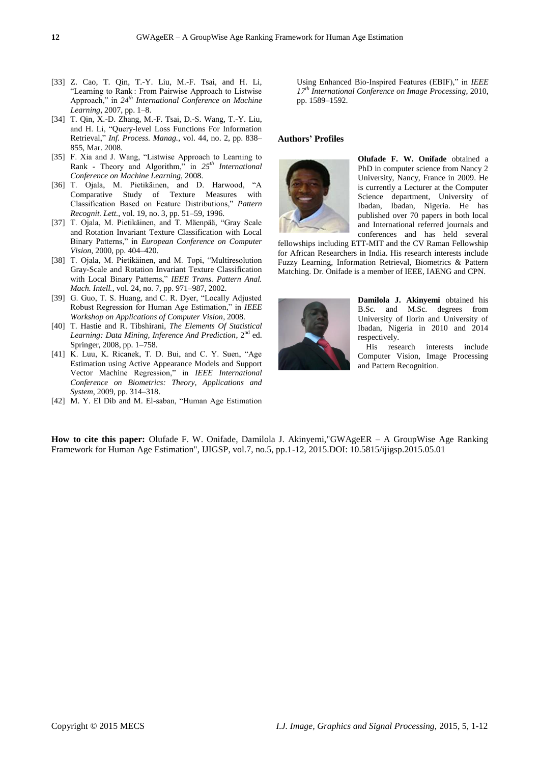[33] Z. Cao, T. Qin, T.-Y. Liu, M.-F. Tsai, and H. Li, "Learning to Rank : From Pairwise Approach to Listwise Approach," in *24th International Conference on Machine Learning*, 2007, pp. 1–8.

[34] T. Qin, X.-D. Zhang, M.-F. Tsai, D.-S. Wang, T.-Y. Liu, and H. Li, "Query-level Loss Functions For Information Retrieval," *Inf. Process. Manag.*, vol. 44, no. 2, pp. 838–855, Mar. 2008.

[35] F. Xia and J. Wang, "Listwise Approach to Learning to Rank - Theory and Algorithm," in *25th International Conference on Machine Learning*, 2008.

[36] T. Ojala, M. Pietikäinen, and D. Harwood, "A Comparative Study of Texture Measures with Classification Based on Feature Distributions," *Pattern Recognit. Lett.*, vol. 19, no. 3, pp. 51–59, 1996.

[37] T. Ojala, M. Pietikäinen, and T. Mäenpää, "Gray Scale and Rotation Invariant Texture Classification with Local Binary Patterns," in *European Conference on Computer Vision*, 2000, pp. 404–420.

[38] T. Ojala, M. Pietikäinen, and M. Topi, "Multiresolution Gray-Scale and Rotation Invariant Texture Classification with Local Binary Patterns," *IEEE Trans. Pattern Anal. Mach. Intell.*, vol. 24, no. 7, pp. 971–987, 2002.

[39] G. Guo, T. S. Huang, and C. R. Dyer, "Locally Adjusted Robust Regression for Human Age Estimation," in *IEEE Workshop on Applications of Computer Vision*, 2008.

[40] T. Hastie and R. Tibshirani, *The Elements Of Statistical Learning: Data Mining, Inference And Prediction*, 2nd ed. Springer, 2008, pp. 1–758.

[41] K. Luu, K. Ricanek, T. D. Bui, and C. Y. Suen, "Age Estimation using Active Appearance Models and Support Vector Machine Regression," in *IEEE International Conference on Biometrics: Theory, Applications and System*, 2009, pp. 314–318.

[42] M. Y. El Dib and M. El-saban, "Human Age Estimation Using Enhanced Bio-Inspired Features (EBIF)," in *IEEE 17th International Conference on Image Processing*, 2010, pp. 1589–1592.

## Authors' Profiles

**Olufade F. W. Onifade** obtained a PhD in computer science from Nancy 2 University, Nancy, France in 2009. He is currently a Lecturer at the Computer Science department, University of Ibadan, Ibadan, Nigeria. He has published over 70 papers in both local and International referred journals and conferences and has held several fellowships including ETT-MIT and the CV Raman Fellowship for African Researchers in India. His research interests include Fuzzy Learning, Information Retrieval, Biometrics & Pattern Matching. Dr. Onifade is a member of IEEE, IAENG and CPN.

**Damilola J. Akinyemi** obtained his B.Sc. and M.Sc. degrees from University of Ilorin and University of Ibadan, Nigeria in 2010 and 2014 respectively.

His research interests include Computer Vision, Image Processing and Pattern Recognition.

**How to cite this paper:** Olufade F. W. Onifade, Damilola J. Akinyemi,"GWAgeER – A GroupWise Age Ranking Framework for Human Age Estimation", IJIGSP, vol.7, no.5, pp.1-12, 2015.DOI: 10.5815/ijigsp.2015.05.01